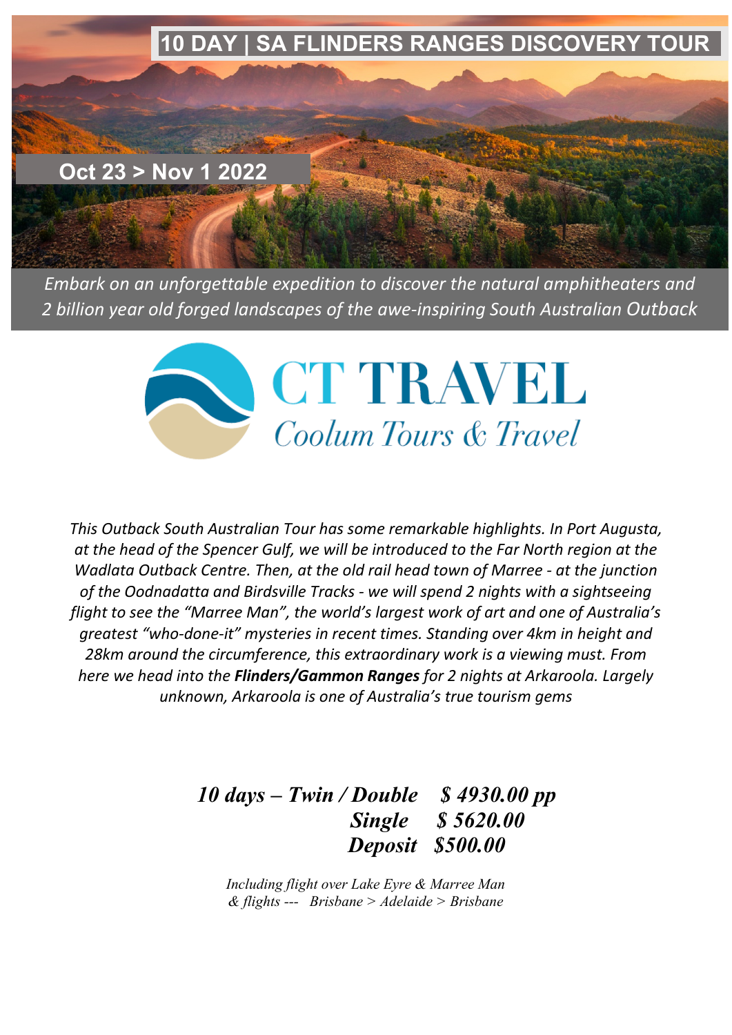# 10 DAY | SA FLINDERS RANGES DISCOVERY TOUR

**Oct 23 > Nov 1 2022**

*Embark on an unforgettable expedition to discover the natural amphitheaters and 2 billion year old forged landscapes of the awe-inspiring South Australian Outback*

CT TRAVEL
*Coolum Tours & Travel*

*This Outback South Australian Tour has some remarkable highlights. In Port Augusta, at the head of the Spencer Gulf, we will be introduced to the Far North region at the Wadlata Outback Centre. Then, at the old rail head town of Marree - at the junction of the Oodnadatta and Birdsville Tracks - we will spend 2 nights with a sightseeing flight to see the "Marree Man", the world's largest work of art and one of Australia's greatest "who-done-it" mysteries in recent times. Standing over 4km in height and 28km around the circumference, this extraordinary work is a viewing must. From here we head into the* ***Flinders/Gammon Ranges*** *for 2 nights at Arkaroola. Largely unknown, Arkaroola is one of Australia's true tourism gems*

***10 days – Twin / Double $ 4930.00 pp***
***Single $ 5620.00***
***Deposit $500.00***

*Including flight over Lake Eyre & Marree Man & flights --- Brisbane > Adelaide > Brisbane*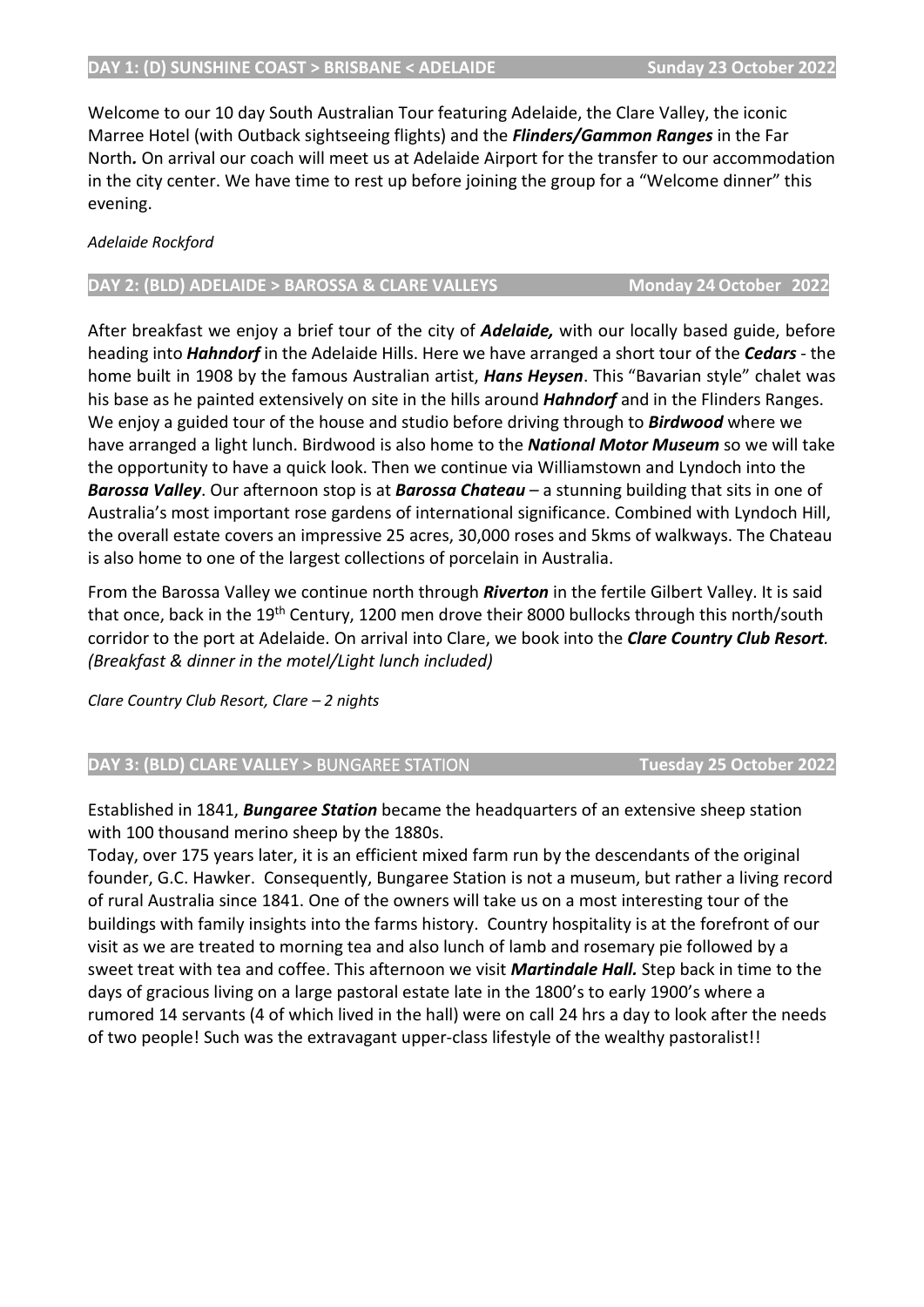## DAY 1: (D) SUNSHINE COAST > BRISBANE < ADELAIDE — Sunday 23 October 2022

Welcome to our 10 day South Australian Tour featuring Adelaide, the Clare Valley, the iconic Marree Hotel (with Outback sightseeing flights) and the ***Flinders/Gammon Ranges*** in the Far North***.*** On arrival our coach will meet us at Adelaide Airport for the transfer to our accommodation in the city center. We have time to rest up before joining the group for a "Welcome dinner" this evening.

*Adelaide Rockford*

## DAY 2: (BLD) ADELAIDE > BAROSSA & CLARE VALLEYS — Monday 24 October 2022

After breakfast we enjoy a brief tour of the city of ***Adelaide,*** with our locally based guide, before heading into ***Hahndorf*** in the Adelaide Hills. Here we have arranged a short tour of the ***Cedars*** - the home built in 1908 by the famous Australian artist, ***Hans Heysen***. This "Bavarian style" chalet was his base as he painted extensively on site in the hills around ***Hahndorf*** and in the Flinders Ranges. We enjoy a guided tour of the house and studio before driving through to ***Birdwood*** where we have arranged a light lunch. Birdwood is also home to the ***National Motor Museum*** so we will take the opportunity to have a quick look. Then we continue via Williamstown and Lyndoch into the ***Barossa Valley***. Our afternoon stop is at ***Barossa Chateau*** – a stunning building that sits in one of Australia's most important rose gardens of international significance. Combined with Lyndoch Hill, the overall estate covers an impressive 25 acres, 30,000 roses and 5kms of walkways. The Chateau is also home to one of the largest collections of porcelain in Australia.

From the Barossa Valley we continue north through ***Riverton*** in the fertile Gilbert Valley. It is said that once, back in the 19th Century, 1200 men drove their 8000 bullocks through this north/south corridor to the port at Adelaide. On arrival into Clare, we book into the ***Clare Country Club Resort****.* *(Breakfast & dinner in the motel/Light lunch included)*

*Clare Country Club Resort, Clare – 2 nights*

## DAY 3: (BLD) CLARE VALLEY > BUNGAREE STATION — Tuesday 25 October 2022

Established in 1841, ***Bungaree Station*** became the headquarters of an extensive sheep station with 100 thousand merino sheep by the 1880s.

Today, over 175 years later, it is an efficient mixed farm run by the descendants of the original founder, G.C. Hawker. Consequently, Bungaree Station is not a museum, but rather a living record of rural Australia since 1841. One of the owners will take us on a most interesting tour of the buildings with family insights into the farms history. Country hospitality is at the forefront of our visit as we are treated to morning tea and also lunch of lamb and rosemary pie followed by a sweet treat with tea and coffee. This afternoon we visit ***Martindale Hall.*** Step back in time to the days of gracious living on a large pastoral estate late in the 1800's to early 1900's where a rumored 14 servants (4 of which lived in the hall) were on call 24 hrs a day to look after the needs of two people! Such was the extravagant upper-class lifestyle of the wealthy pastoralist!!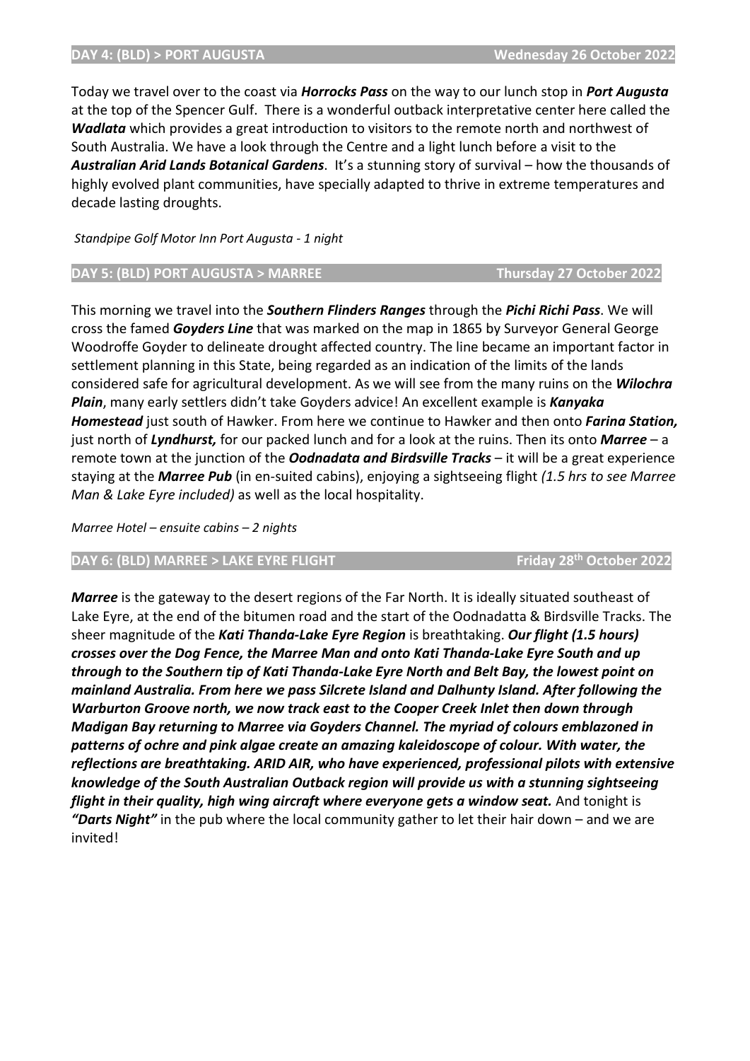## DAY 4: (BLD) > PORT AUGUSTA — Wednesday 26 October 2022

Today we travel over to the coast via ***Horrocks Pass*** on the way to our lunch stop in ***Port Augusta*** at the top of the Spencer Gulf. There is a wonderful outback interpretative center here called the ***Wadlata*** which provides a great introduction to visitors to the remote north and northwest of South Australia. We have a look through the Centre and a light lunch before a visit to the ***Australian Arid Lands Botanical Gardens***. It's a stunning story of survival – how the thousands of highly evolved plant communities, have specially adapted to thrive in extreme temperatures and decade lasting droughts.

*Standpipe Golf Motor Inn Port Augusta - 1 night*

## DAY 5: (BLD) PORT AUGUSTA > MARREE — Thursday 27 October 2022

This morning we travel into the ***Southern Flinders Ranges*** through the ***Pichi Richi Pass***. We will cross the famed ***Goyders Line*** that was marked on the map in 1865 by Surveyor General George Woodroffe Goyder to delineate drought affected country. The line became an important factor in settlement planning in this State, being regarded as an indication of the limits of the lands considered safe for agricultural development. As we will see from the many ruins on the ***Wilochra Plain***, many early settlers didn't take Goyders advice! An excellent example is ***Kanyaka Homestead*** just south of Hawker. From here we continue to Hawker and then onto ***Farina Station,*** just north of ***Lyndhurst,*** for our packed lunch and for a look at the ruins. Then its onto ***Marree*** – a remote town at the junction of the ***Oodnadata and Birdsville Tracks*** – it will be a great experience staying at the ***Marree Pub*** (in en-suited cabins), enjoying a sightseeing flight *(1.5 hrs to see Marree Man & Lake Eyre included)* as well as the local hospitality.

*Marree Hotel – ensuite cabins – 2 nights*

## DAY 6: (BLD) MARREE > LAKE EYRE FLIGHT — Friday 28th October 2022

***Marree*** is the gateway to the desert regions of the Far North. It is ideally situated southeast of Lake Eyre, at the end of the bitumen road and the start of the Oodnadatta & Birdsville Tracks. The sheer magnitude of the ***Kati Thanda-Lake Eyre Region*** is breathtaking. ***Our flight (1.5 hours) crosses over the Dog Fence, the Marree Man and onto Kati Thanda-Lake Eyre South and up through to the Southern tip of Kati Thanda-Lake Eyre North and Belt Bay, the lowest point on mainland Australia. From here we pass Silcrete Island and Dalhunty Island. After following the Warburton Groove north, we now track east to the Cooper Creek Inlet then down through Madigan Bay returning to Marree via Goyders Channel. The myriad of colours emblazoned in patterns of ochre and pink algae create an amazing kaleidoscope of colour. With water, the reflections are breathtaking. ARID AIR, who have experienced, professional pilots with extensive knowledge of the South Australian Outback region will provide us with a stunning sightseeing flight in their quality, high wing aircraft where everyone gets a window seat.*** And tonight is ***"Darts Night"*** in the pub where the local community gather to let their hair down – and we are invited!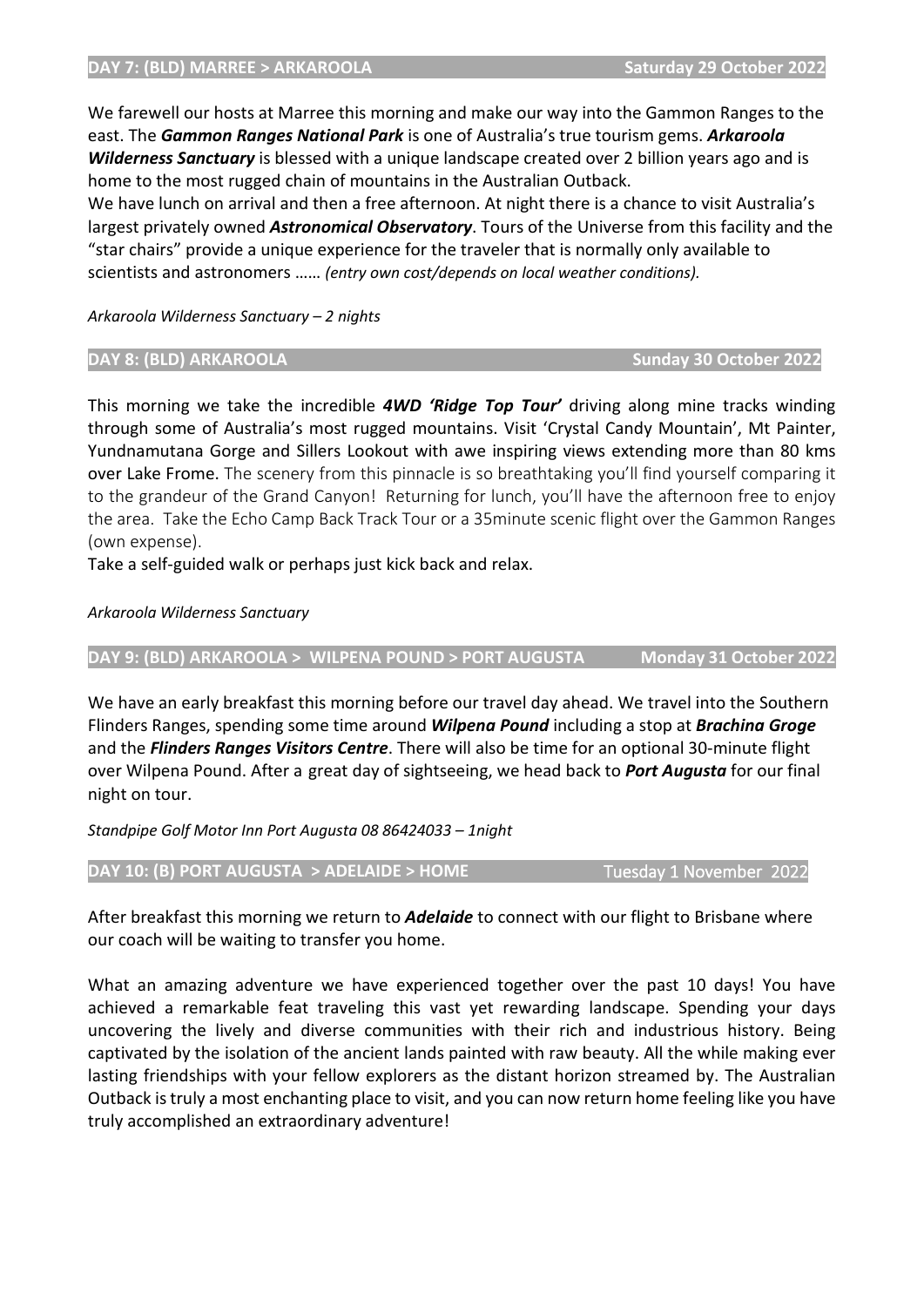## DAY 7: (BLD) MARREE > ARKAROOLA — Saturday 29 October 2022

We farewell our hosts at Marree this morning and make our way into the Gammon Ranges to the east. The ***Gammon Ranges National Park*** is one of Australia's true tourism gems. ***Arkaroola Wilderness Sanctuary*** is blessed with a unique landscape created over 2 billion years ago and is home to the most rugged chain of mountains in the Australian Outback.
We have lunch on arrival and then a free afternoon. At night there is a chance to visit Australia's largest privately owned ***Astronomical Observatory***. Tours of the Universe from this facility and the "star chairs" provide a unique experience for the traveler that is normally only available to scientists and astronomers …… *(entry own cost/depends on local weather conditions).*

*Arkaroola Wilderness Sanctuary – 2 nights*

## DAY 8: (BLD) ARKAROOLA — Sunday 30 October 2022

This morning we take the incredible ***4WD 'Ridge Top Tour'*** driving along mine tracks winding through some of Australia's most rugged mountains. Visit 'Crystal Candy Mountain', Mt Painter, Yundnamutana Gorge and Sillers Lookout with awe inspiring views extending more than 80 kms over Lake Frome. The scenery from this pinnacle is so breathtaking you'll find yourself comparing it to the grandeur of the Grand Canyon! Returning for lunch, you'll have the afternoon free to enjoy the area. Take the Echo Camp Back Track Tour or a 35minute scenic flight over the Gammon Ranges (own expense).

Take a self-guided walk or perhaps just kick back and relax.

*Arkaroola Wilderness Sanctuary*

## DAY 9: (BLD) ARKAROOLA > WILPENA POUND > PORT AUGUSTA — Monday 31 October 2022

We have an early breakfast this morning before our travel day ahead. We travel into the Southern Flinders Ranges, spending some time around ***Wilpena Pound*** including a stop at ***Brachina Groge*** and the ***Flinders Ranges Visitors Centre***. There will also be time for an optional 30-minute flight over Wilpena Pound. After a great day of sightseeing, we head back to ***Port Augusta*** for our final night on tour.

*Standpipe Golf Motor Inn Port Augusta 08 86424033 – 1night*

## DAY 10: (B) PORT AUGUSTA > ADELAIDE > HOME — Tuesday 1 November 2022

After breakfast this morning we return to ***Adelaide*** to connect with our flight to Brisbane where our coach will be waiting to transfer you home.

What an amazing adventure we have experienced together over the past 10 days! You have achieved a remarkable feat traveling this vast yet rewarding landscape. Spending your days uncovering the lively and diverse communities with their rich and industrious history. Being captivated by the isolation of the ancient lands painted with raw beauty. All the while making ever lasting friendships with your fellow explorers as the distant horizon streamed by. The Australian Outback is truly a most enchanting place to visit, and you can now return home feeling like you have truly accomplished an extraordinary adventure!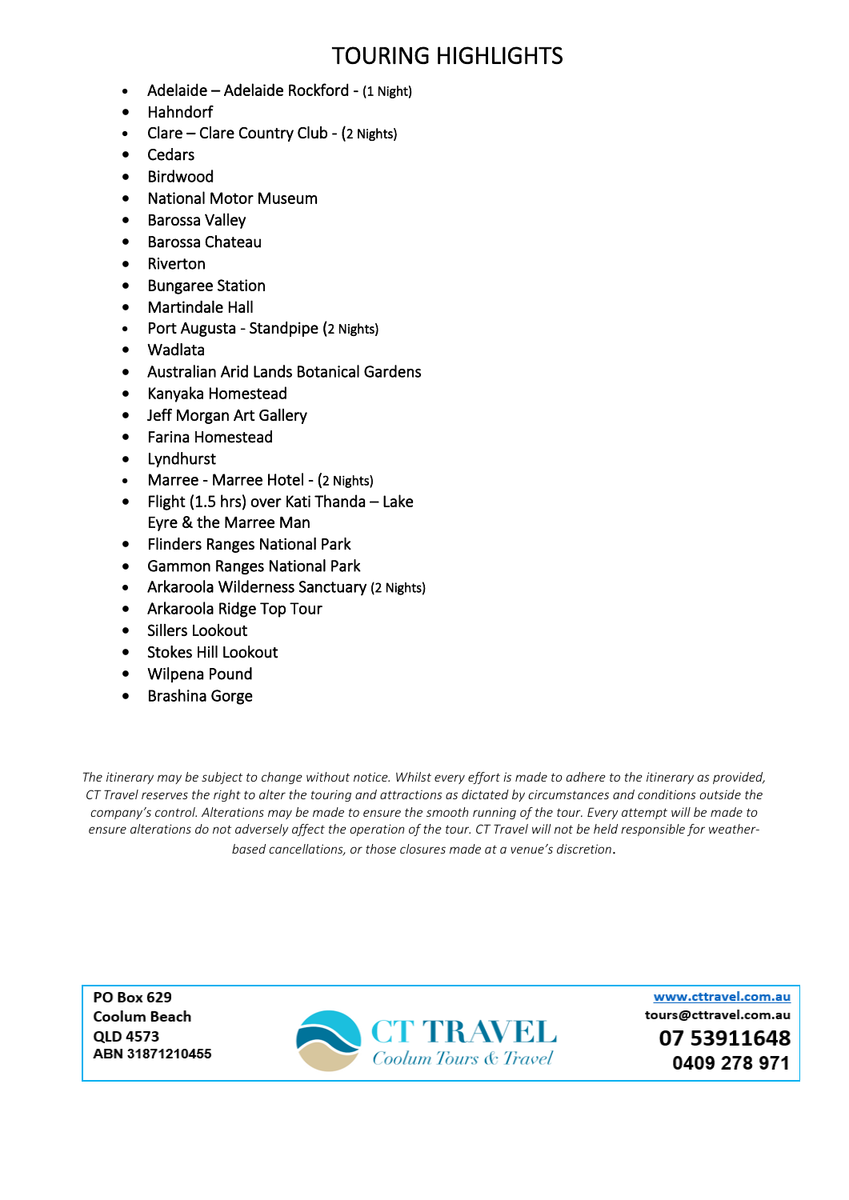# TOURING HIGHLIGHTS

- Adelaide – Adelaide Rockford - (1 Night)
- Hahndorf
- Clare – Clare Country Club - (2 Nights)
- Cedars
- Birdwood
- National Motor Museum
- Barossa Valley
- Barossa Chateau
- Riverton
- Bungaree Station
- Martindale Hall
- Port Augusta - Standpipe (2 Nights)
- Wadlata
- Australian Arid Lands Botanical Gardens
- Kanyaka Homestead
- Jeff Morgan Art Gallery
- Farina Homestead
- Lyndhurst
- Marree - Marree Hotel - (2 Nights)
- Flight (1.5 hrs) over Kati Thanda – Lake Eyre & the Marree Man
- Flinders Ranges National Park
- Gammon Ranges National Park
- Arkaroola Wilderness Sanctuary (2 Nights)
- Arkaroola Ridge Top Tour
- Sillers Lookout
- Stokes Hill Lookout
- Wilpena Pound
- Brashina Gorge

*The itinerary may be subject to change without notice. Whilst every effort is made to adhere to the itinerary as provided, CT Travel reserves the right to alter the touring and attractions as dictated by circumstances and conditions outside the company's control. Alterations may be made to ensure the smooth running of the tour. Every attempt will be made to ensure alterations do not adversely affect the operation of the tour. CT Travel will not be held responsible for weather-based cancellations, or those closures made at a venue's discretion.*

**PO Box 629**
**Coolum Beach**
**QLD 4573**
**ABN 31871210455**

CT TRAVEL
Coolum Tours & Travel

**www.cttravel.com.au**
**tours@cttravel.com.au**
**07 53911648**
**0409 278 971**